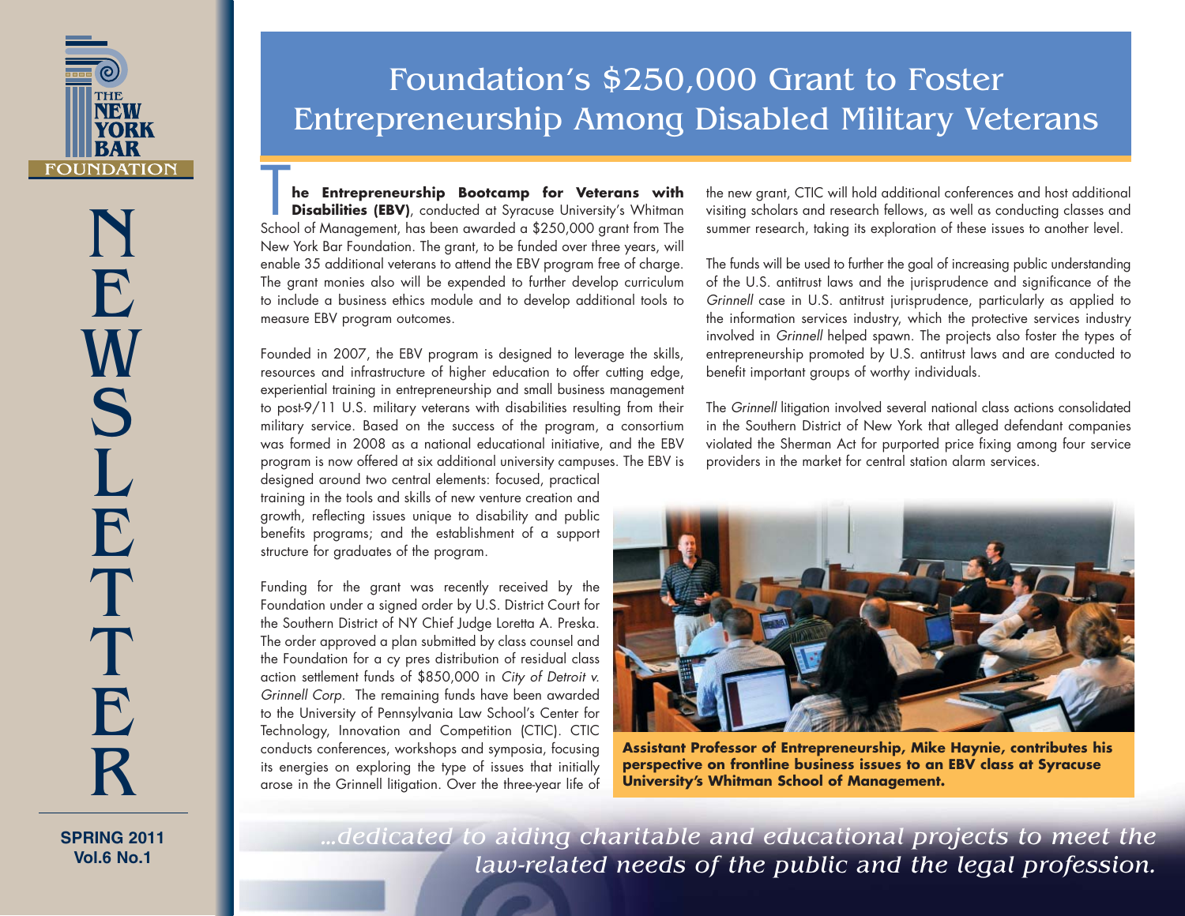# Foundation's $250,000 Grant to Foster Entrepreneurship Among Disabled Military Veterans

**The Entrepreneurship Bootcamp for Veterans with Disabilities (EBV)**, conducted at Syracuse University's Whitman School of Management, has been awarded a $250,000 grant from The New York Bar Foundation. The grant, to be funded over three years, will enable 35 additional veterans to attend the EBV program free of charge. The grant monies also will be expended to further develop curriculum to include a business ethics module and to develop additional tools to measure EBV program outcomes.

Founded in 2007, the EBV program is designed to leverage the skills, resources and infrastructure of higher education to offer cutting edge, experiential training in entrepreneurship and small business management to post-9/11 U.S. military veterans with disabilities resulting from their military service. Based on the success of the program, a consortium was formed in 2008 as a national educational initiative, and the EBV program is now offered at six additional university campuses. The EBV is designed around two central elements: focused, practical training in the tools and skills of new venture creation and growth, reflecting issues unique to disability and public benefits programs; and the establishment of a support structure for graduates of the program.

Funding for the grant was recently received by the Foundation under a signed order by U.S. District Court for the Southern District of NY Chief Judge Loretta A. Preska. The order approved a plan submitted by class counsel and the Foundation for a cy pres distribution of residual class action settlement funds of $850,000 in *City of Detroit v. Grinnell Corp.* The remaining funds have been awarded to the University of Pennsylvania Law School's Center for Technology, Innovation and Competition (CTIC). CTIC conducts conferences, workshops and symposia, focusing its energies on exploring the type of issues that initially arose in the Grinnell litigation. Over the three-year life of the new grant, CTIC will hold additional conferences and host additional visiting scholars and research fellows, as well as conducting classes and summer research, taking its exploration of these issues to another level.

The funds will be used to further the goal of increasing public understanding of the U.S. antitrust laws and the jurisprudence and significance of the *Grinnell* case in U.S. antitrust jurisprudence, particularly as applied to the information services industry, which the protective services industry involved in *Grinnell* helped spawn. The projects also foster the types of entrepreneurship promoted by U.S. antitrust laws and are conducted to benefit important groups of worthy individuals.

The *Grinnell* litigation involved several national class actions consolidated in the Southern District of New York that alleged defendant companies violated the Sherman Act for purported price fixing among four service providers in the market for central station alarm services.

**Assistant Professor of Entrepreneurship, Mike Haynie, contributes his perspective on frontline business issues to an EBV class at Syracuse University's Whitman School of Management.**

*...dedicated to aiding charitable and educational projects to meet the law-related needs of the public and the legal profession.*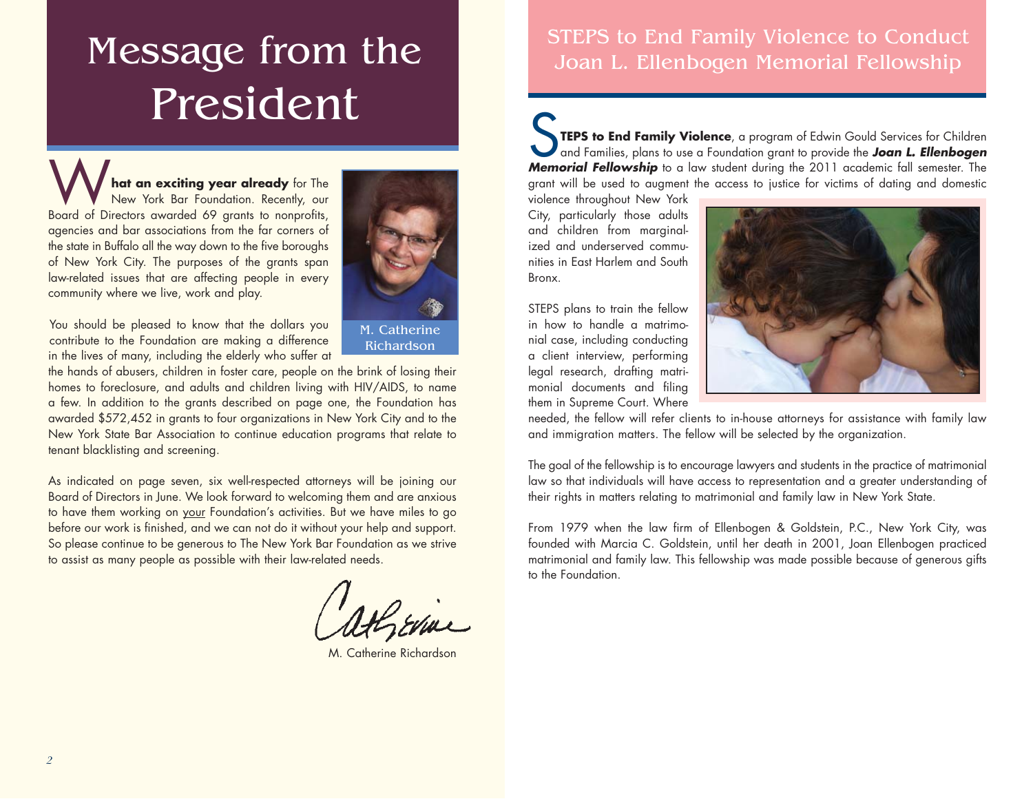# Message from the President

**What an exciting year already** for The New York Bar Foundation. Recently, our Board of Directors awarded 69 grants to nonprofits, agencies and bar associations from the far corners of the state in Buffalo all the way down to the five boroughs of New York City. The purposes of the grants span law-related issues that are affecting people in every community where we live, work and play.

M. Catherine Richardson

You should be pleased to know that the dollars you contribute to the Foundation are making a difference in the lives of many, including the elderly who suffer at the hands of abusers, children in foster care, people on the brink of losing their homes to foreclosure, and adults and children living with HIV/AIDS, to name a few. In addition to the grants described on page one, the Foundation has awarded $572,452 in grants to four organizations in New York City and to the New York State Bar Association to continue education programs that relate to tenant blacklisting and screening.

As indicated on page seven, six well-respected attorneys will be joining our Board of Directors in June. We look forward to welcoming them and are anxious to have them working on your Foundation's activities. But we have miles to go before our work is finished, and we can not do it without your help and support. So please continue to be generous to The New York Bar Foundation as we strive to assist as many people as possible with their law-related needs.

Catherine

M. Catherine Richardson

# STEPS to End Family Violence to Conduct Joan L. Ellenbogen Memorial Fellowship

**STEPS to End Family Violence**, a program of Edwin Gould Services for Children and Families, plans to use a Foundation grant to provide the ***Joan L. Ellenbogen Memorial Fellowship*** to a law student during the 2011 academic fall semester. The grant will be used to augment the access to justice for victims of dating and domestic violence throughout New York City, particularly those adults and children from marginalized and underserved communities in East Harlem and South Bronx.

STEPS plans to train the fellow in how to handle a matrimonial case, including conducting a client interview, performing legal research, drafting matrimonial documents and filing them in Supreme Court. Where needed, the fellow will refer clients to in-house attorneys for assistance with family law and immigration matters. The fellow will be selected by the organization.

The goal of the fellowship is to encourage lawyers and students in the practice of matrimonial law so that individuals will have access to representation and a greater understanding of their rights in matters relating to matrimonial and family law in New York State.

From 1979 when the law firm of Ellenbogen & Goldstein, P.C., New York City, was founded with Marcia C. Goldstein, until her death in 2001, Joan Ellenbogen practiced matrimonial and family law. This fellowship was made possible because of generous gifts to the Foundation.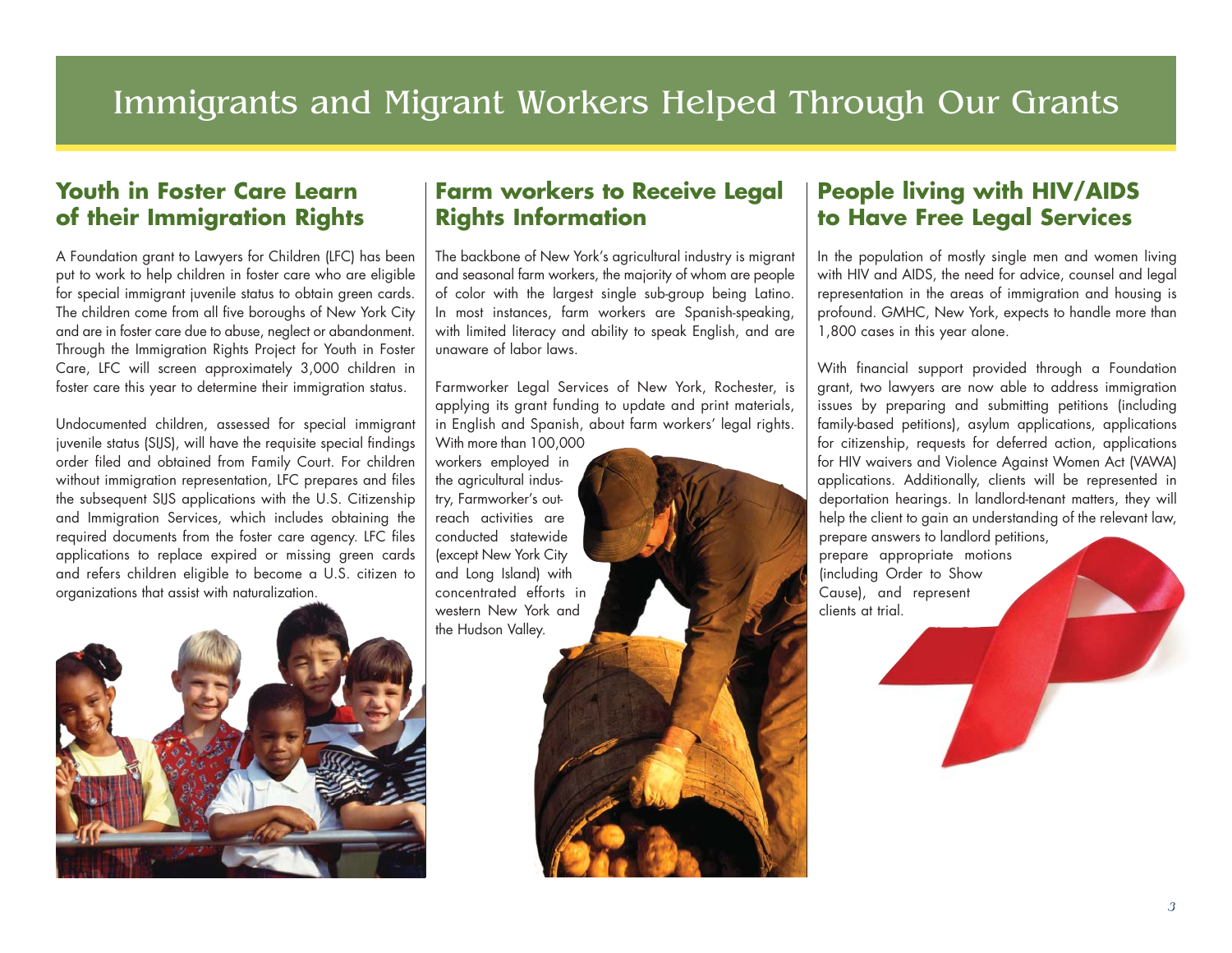# Immigrants and Migrant Workers Helped Through Our Grants

## Youth in Foster Care Learn of their Immigration Rights

A Foundation grant to Lawyers for Children (LFC) has been put to work to help children in foster care who are eligible for special immigrant juvenile status to obtain green cards. The children come from all five boroughs of New York City and are in foster care due to abuse, neglect or abandonment. Through the Immigration Rights Project for Youth in Foster Care, LFC will screen approximately 3,000 children in foster care this year to determine their immigration status.

Undocumented children, assessed for special immigrant juvenile status (SIJS), will have the requisite special findings order filed and obtained from Family Court. For children without immigration representation, LFC prepares and files the subsequent SIJS applications with the U.S. Citizenship and Immigration Services, which includes obtaining the required documents from the foster care agency. LFC files applications to replace expired or missing green cards and refers children eligible to become a U.S. citizen to organizations that assist with naturalization.

## Farm workers to Receive Legal Rights Information

The backbone of New York's agricultural industry is migrant and seasonal farm workers, the majority of whom are people of color with the largest single sub-group being Latino. In most instances, farm workers are Spanish-speaking, with limited literacy and ability to speak English, and are unaware of labor laws.

Farmworker Legal Services of New York, Rochester, is applying its grant funding to update and print materials, in English and Spanish, about farm workers' legal rights. With more than 100,000 workers employed in the agricultural industry, Farmworker's outreach activities are conducted statewide (except New York City and Long Island) with concentrated efforts in western New York and the Hudson Valley.

## People living with HIV/AIDS to Have Free Legal Services

In the population of mostly single men and women living with HIV and AIDS, the need for advice, counsel and legal representation in the areas of immigration and housing is profound. GMHC, New York, expects to handle more than 1,800 cases in this year alone.

With financial support provided through a Foundation grant, two lawyers are now able to address immigration issues by preparing and submitting petitions (including family-based petitions), asylum applications, applications for citizenship, requests for deferred action, applications for HIV waivers and Violence Against Women Act (VAWA) applications. Additionally, clients will be represented in deportation hearings. In landlord-tenant matters, they will help the client to gain an understanding of the relevant law, prepare answers to landlord petitions, prepare appropriate motions (including Order to Show Cause), and represent clients at trial.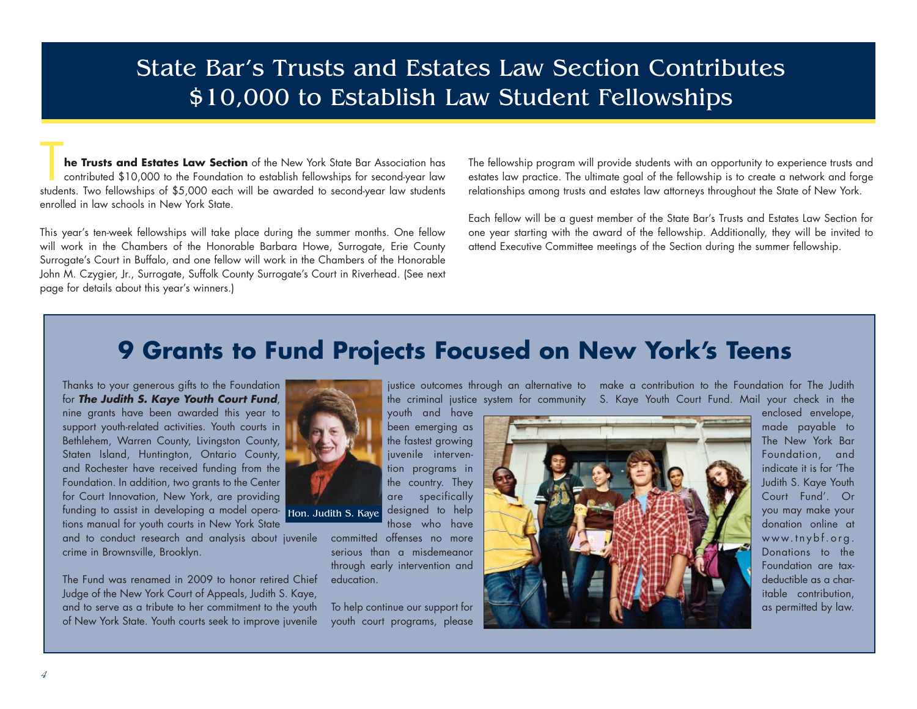# State Bar's Trusts and Estates Law Section Contributes $10,000 to Establish Law Student Fellowships

**The Trusts and Estates Law Section** of the New York State Bar Association has contributed $10,000 to the Foundation to establish fellowships for second-year law students. Two fellowships of $5,000 each will be awarded to second-year law students enrolled in law schools in New York State.

This year's ten-week fellowships will take place during the summer months. One fellow will work in the Chambers of the Honorable Barbara Howe, Surrogate, Erie County Surrogate's Court in Buffalo, and one fellow will work in the Chambers of the Honorable John M. Czygier, Jr., Surrogate, Suffolk County Surrogate's Court in Riverhead. (See next page for details about this year's winners.)

The fellowship program will provide students with an opportunity to experience trusts and estates law practice. The ultimate goal of the fellowship is to create a network and forge relationships among trusts and estates law attorneys throughout the State of New York.

Each fellow will be a guest member of the State Bar's Trusts and Estates Law Section for one year starting with the award of the fellowship. Additionally, they will be invited to attend Executive Committee meetings of the Section during the summer fellowship.

# 9 Grants to Fund Projects Focused on New York's Teens

Thanks to your generous gifts to the Foundation for ***The Judith S. Kaye Youth Court Fund***, nine grants have been awarded this year to support youth-related activities. Youth courts in Bethlehem, Warren County, Livingston County, Staten Island, Huntington, Ontario County, and Rochester have received funding from the Foundation. In addition, two grants to the Center for Court Innovation, New York, are providing funding to assist in developing a model operations manual for youth courts in New York State and to conduct research and analysis about juvenile crime in Brownsville, Brooklyn.

Hon. Judith S. Kaye

The Fund was renamed in 2009 to honor retired Chief Judge of the New York Court of Appeals, Judith S. Kaye, and to serve as a tribute to her commitment to the youth of New York State. Youth courts seek to improve juvenile justice outcomes through an alternative to the criminal justice system for community youth and have been emerging as the fastest growing juvenile intervention programs in the country. They are specifically designed to help those who have committed offenses no more serious than a misdemeanor through early intervention and education.

To help continue our support for youth court programs, please make a contribution to the Foundation for The Judith S. Kaye Youth Court Fund. Mail your check in the enclosed envelope, made payable to The New York Bar Foundation, and indicate it is for 'The Judith S. Kaye Youth Court Fund'. Or you may make your donation online at www.tnybf.org. Donations to the Foundation are tax-deductible as a charitable contribution, as permitted by law.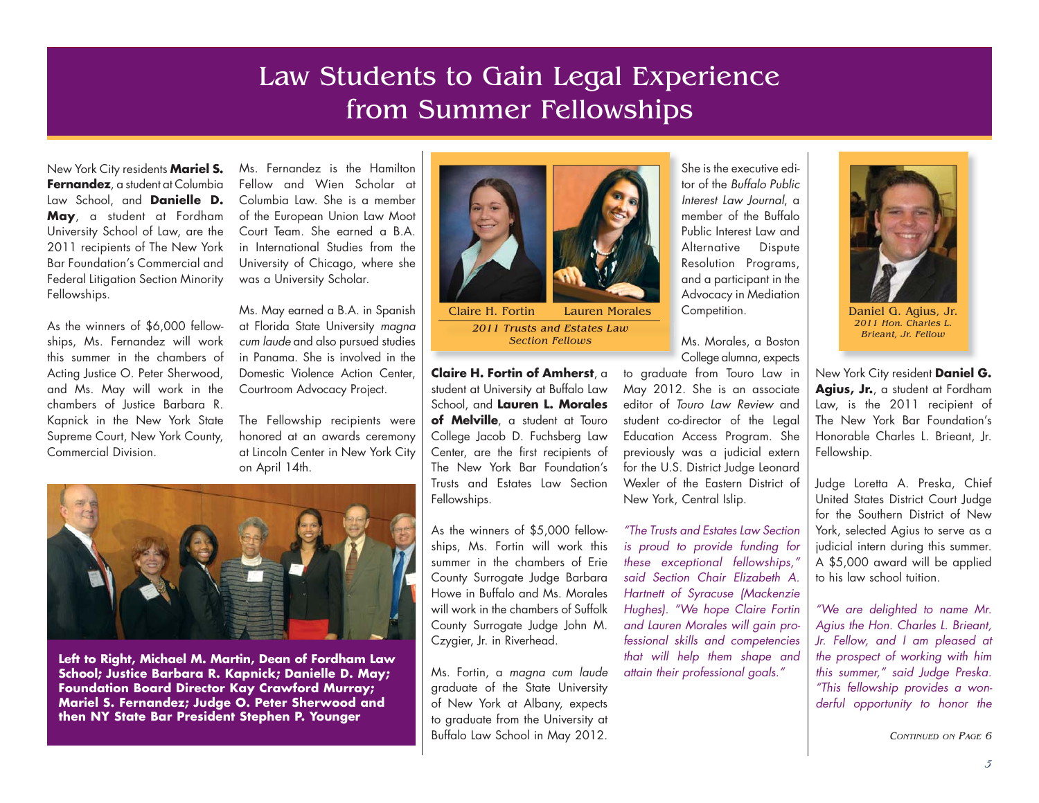# Law Students to Gain Legal Experience from Summer Fellowships

New York City residents **Mariel S. Fernandez**, a student at Columbia Law School, and **Danielle D. May**, a student at Fordham University School of Law, are the 2011 recipients of The New York Bar Foundation's Commercial and Federal Litigation Section Minority Fellowships.

As the winners of $6,000 fellowships, Ms. Fernandez will work this summer in the chambers of Acting Justice O. Peter Sherwood, and Ms. May will work in the chambers of Justice Barbara R. Kapnick in the New York State Supreme Court, New York County, Commercial Division.

Ms. Fernandez is the Hamilton Fellow and Wien Scholar at Columbia Law. She is a member of the European Union Law Moot Court Team. She earned a B.A. in International Studies from the University of Chicago, where she was a University Scholar.

Ms. May earned a B.A. in Spanish at Florida State University *magna cum laude* and also pursued studies in Panama. She is involved in the Domestic Violence Action Center, Courtroom Advocacy Project.

The Fellowship recipients were honored at an awards ceremony at Lincoln Center in New York City on April 14th.

**Left to Right, Michael M. Martin, Dean of Fordham Law School; Justice Barbara R. Kapnick; Danielle D. May; Foundation Board Director Kay Crawford Murray; Mariel S. Fernandez; Judge O. Peter Sherwood and then NY State Bar President Stephen P. Younger**

Claire H. Fortin Lauren Morales

*2011 Trusts and Estates Law Section Fellows*

**Claire H. Fortin of Amherst**, a student at University at Buffalo Law School, and **Lauren L. Morales of Melville**, a student at Touro College Jacob D. Fuchsberg Law Center, are the first recipients of The New York Bar Foundation's Trusts and Estates Law Section Fellowships.

As the winners of $5,000 fellowships, Ms. Fortin will work this summer in the chambers of Erie County Surrogate Judge Barbara Howe in Buffalo and Ms. Morales will work in the chambers of Suffolk County Surrogate Judge John M. Czygier, Jr. in Riverhead.

Ms. Fortin, a *magna cum laude* graduate of the State University of New York at Albany, expects to graduate from the University at Buffalo Law School in May 2012. She is the executive editor of the *Buffalo Public Interest Law Journal*, a member of the Buffalo Public Interest Law and Alternative Dispute Resolution Programs, and a participant in the Advocacy in Mediation Competition.

Ms. Morales, a Boston College alumna, expects to graduate from Touro Law in May 2012. She is an associate editor of *Touro Law Review* and student co-director of the Legal Education Access Program. She previously was a judicial extern for the U.S. District Judge Leonard Wexler of the Eastern District of New York, Central Islip.

*"The Trusts and Estates Law Section is proud to provide funding for these exceptional fellowships," said Section Chair Elizabeth A. Hartnett of Syracuse (Mackenzie Hughes). "We hope Claire Fortin and Lauren Morales will gain professional skills and competencies that will help them shape and attain their professional goals."*

Daniel G. Agius, Jr.

*2011 Hon. Charles L. Brieant, Jr. Fellow*

New York City resident **Daniel G. Agius, Jr.**, a student at Fordham Law, is the 2011 recipient of The New York Bar Foundation's Honorable Charles L. Brieant, Jr. Fellowship.

Judge Loretta A. Preska, Chief United States District Court Judge for the Southern District of New York, selected Agius to serve as a judicial intern during this summer. A $5,000 award will be applied to his law school tuition.

*"We are delighted to name Mr. Agius the Hon. Charles L. Brieant, Jr. Fellow, and I am pleased at the prospect of working with him this summer," said Judge Preska. "This fellowship provides a wonderful opportunity to honor the*

*Continued on Page 6*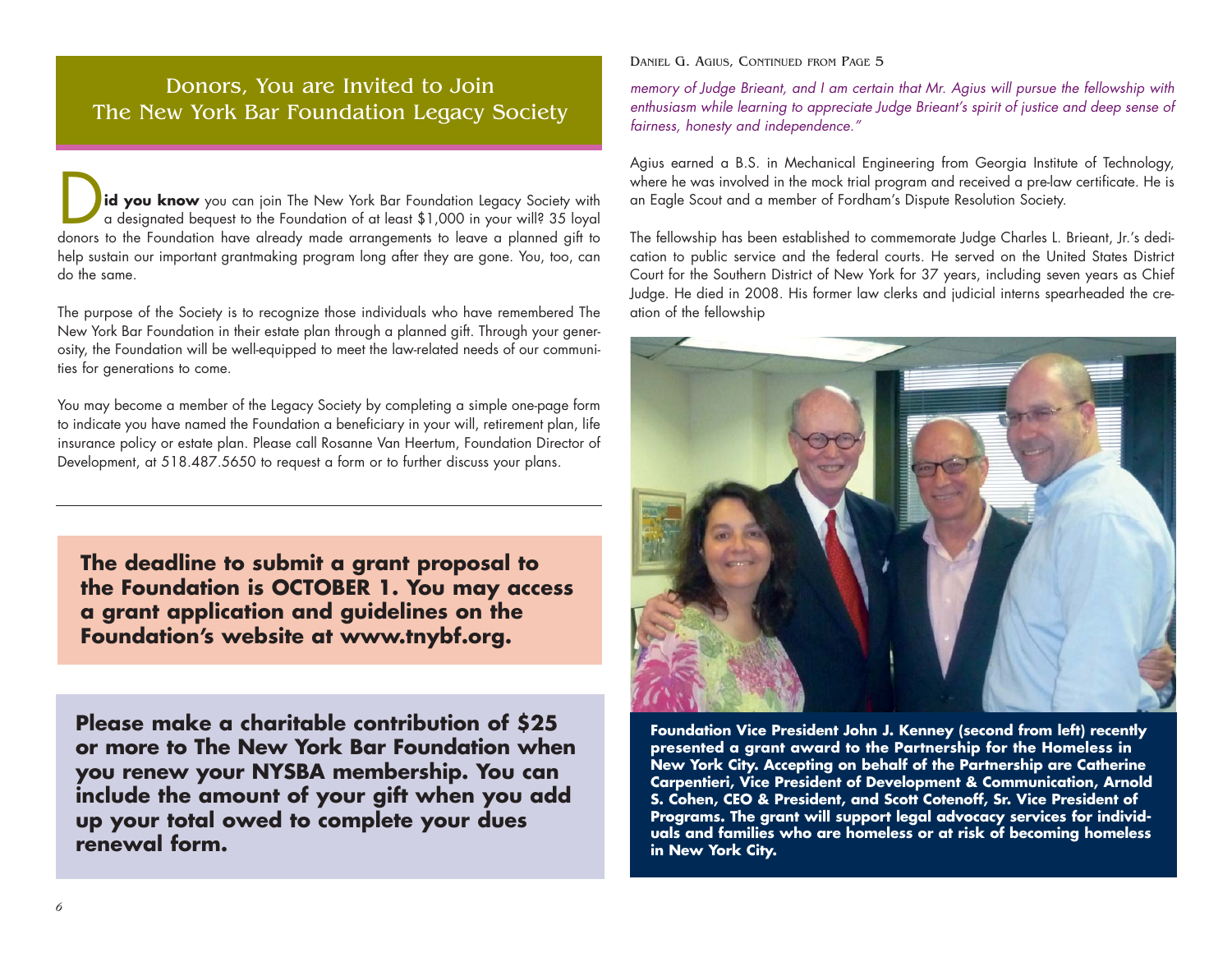## Donors, You are Invited to Join The New York Bar Foundation Legacy Society

**Did you know** you can join The New York Bar Foundation Legacy Society with a designated bequest to the Foundation of at least $1,000 in your will? 35 loyal donors to the Foundation have already made arrangements to leave a planned gift to help sustain our important grantmaking program long after they are gone. You, too, can do the same.

The purpose of the Society is to recognize those individuals who have remembered The New York Bar Foundation in their estate plan through a planned gift. Through your generosity, the Foundation will be well-equipped to meet the law-related needs of our communities for generations to come.

You may become a member of the Legacy Society by completing a simple one-page form to indicate you have named the Foundation a beneficiary in your will, retirement plan, life insurance policy or estate plan. Please call Rosanne Van Heertum, Foundation Director of Development, at 518.487.5650 to request a form or to further discuss your plans.

---

**The deadline to submit a grant proposal to the Foundation is OCTOBER 1. You may access a grant application and guidelines on the Foundation's website at www.tnybf.org.**

**Please make a charitable contribution of $25 or more to The New York Bar Foundation when you renew your NYSBA membership. You can include the amount of your gift when you add up your total owed to complete your dues renewal form.**

Daniel G. Agius, Continued from Page 5

*memory of Judge Brieant, and I am certain that Mr. Agius will pursue the fellowship with enthusiasm while learning to appreciate Judge Brieant's spirit of justice and deep sense of fairness, honesty and independence."*

Agius earned a B.S. in Mechanical Engineering from Georgia Institute of Technology, where he was involved in the mock trial program and received a pre-law certificate. He is an Eagle Scout and a member of Fordham's Dispute Resolution Society.

The fellowship has been established to commemorate Judge Charles L. Brieant, Jr.'s dedication to public service and the federal courts. He served on the United States District Court for the Southern District of New York for 37 years, including seven years as Chief Judge. He died in 2008. His former law clerks and judicial interns spearheaded the creation of the fellowship

**Foundation Vice President John J. Kenney (second from left) recently presented a grant award to the Partnership for the Homeless in New York City. Accepting on behalf of the Partnership are Catherine Carpentieri, Vice President of Development & Communication, Arnold S. Cohen, CEO & President, and Scott Cotenoff, Sr. Vice President of Programs. The grant will support legal advocacy services for individuals and families who are homeless or at risk of becoming homeless in New York City.**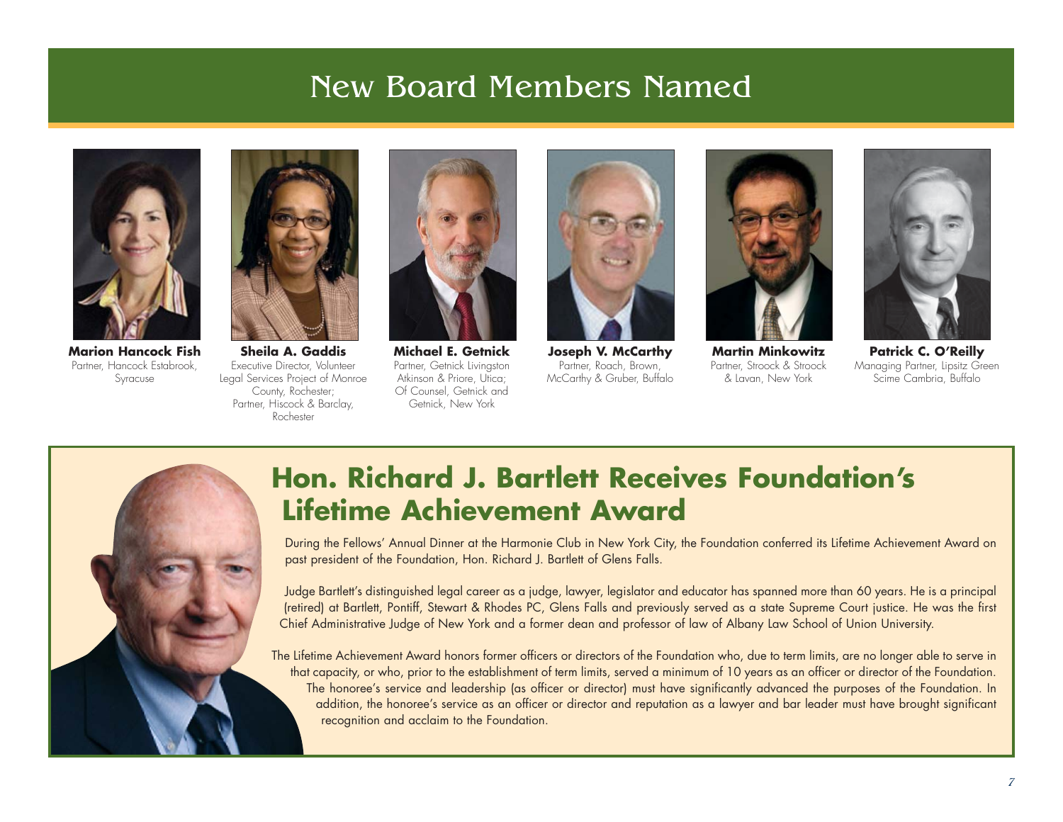# New Board Members Named

**Marion Hancock Fish**
Partner, Hancock Estabrook, Syracuse

**Sheila A. Gaddis**
Executive Director, Volunteer Legal Services Project of Monroe County, Rochester;
Partner, Hiscock & Barclay, Rochester

**Michael E. Getnick**
Partner, Getnick Livingston Atkinson & Priore, Utica;
Of Counsel, Getnick and Getnick, New York

**Joseph V. McCarthy**
Partner, Roach, Brown, McCarthy & Gruber, Buffalo

**Martin Minkowitz**
Partner, Stroock & Stroock & Lavan, New York

**Patrick C. O'Reilly**
Managing Partner, Lipsitz Green Scime Cambria, Buffalo

## Hon. Richard J. Bartlett Receives Foundation's Lifetime Achievement Award

During the Fellows' Annual Dinner at the Harmonie Club in New York City, the Foundation conferred its Lifetime Achievement Award on past president of the Foundation, Hon. Richard J. Bartlett of Glens Falls.

Judge Bartlett's distinguished legal career as a judge, lawyer, legislator and educator has spanned more than 60 years. He is a principal (retired) at Bartlett, Pontiff, Stewart & Rhodes PC, Glens Falls and previously served as a state Supreme Court justice. He was the first Chief Administrative Judge of New York and a former dean and professor of law of Albany Law School of Union University.

The Lifetime Achievement Award honors former officers or directors of the Foundation who, due to term limits, are no longer able to serve in that capacity, or who, prior to the establishment of term limits, served a minimum of 10 years as an officer or director of the Foundation. The honoree's service and leadership (as officer or director) must have significantly advanced the purposes of the Foundation. In addition, the honoree's service as an officer or director and reputation as a lawyer and bar leader must have brought significant recognition and acclaim to the Foundation.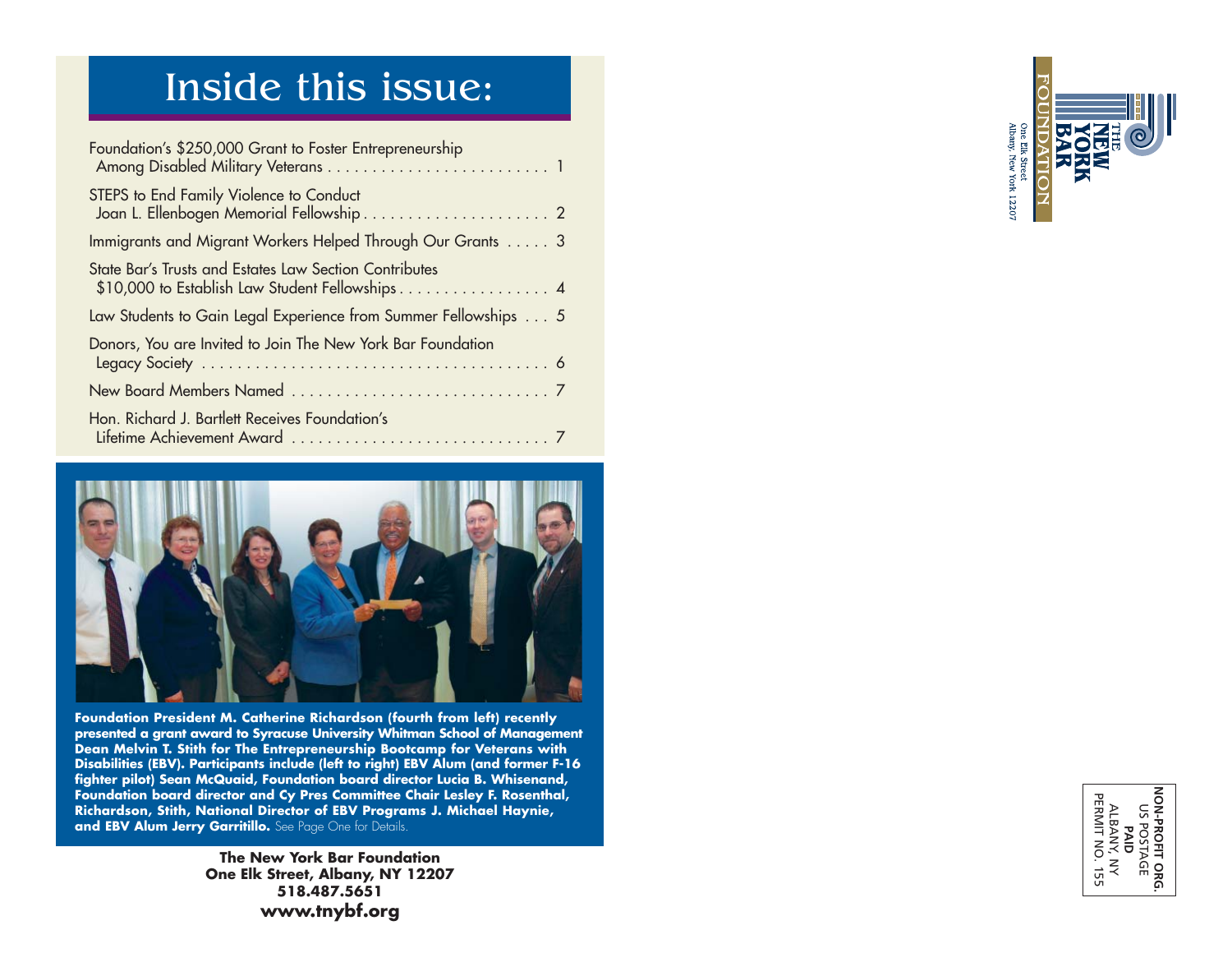# Inside this issue:

Foundation's $250,000 Grant to Foster Entrepreneurship Among Disabled Military Veterans . . . . . . . . . . . . . . . . . . . . . . . . . 1

STEPS to End Family Violence to Conduct Joan L. Ellenbogen Memorial Fellowship . . . . . . . . . . . . . . . . . . . . . 2

Immigrants and Migrant Workers Helped Through Our Grants . . . . . 3

State Bar's Trusts and Estates Law Section Contributes $10,000 to Establish Law Student Fellowships . . . . . . . . . . . . . . . . . 4

Law Students to Gain Legal Experience from Summer Fellowships . . . 5

Donors, You are Invited to Join The New York Bar Foundation Legacy Society . . . . . . . . . . . . . . . . . . . . . . . . . . . . . . . . . . . . . . 6

New Board Members Named . . . . . . . . . . . . . . . . . . . . . . . . . . . . . 7

Hon. Richard J. Bartlett Receives Foundation's Lifetime Achievement Award . . . . . . . . . . . . . . . . . . . . . . . . . . . . . 7

**Foundation President M. Catherine Richardson (fourth from left) recently presented a grant award to Syracuse University Whitman School of Management Dean Melvin T. Stith for The Entrepreneurship Bootcamp for Veterans with Disabilities (EBV). Participants include (left to right) EBV Alum (and former F-16 fighter pilot) Sean McQuaid, Foundation board director Lucia B. Whisenand, Foundation board director and Cy Pres Committee Chair Lesley F. Rosenthal, Richardson, Stith, National Director of EBV Programs J. Michael Haynie, and EBV Alum Jerry Garritillo.** See Page One for Details.

**The New York Bar Foundation**
**One Elk Street, Albany, NY 12207**
**518.487.5651**
**www.tnybf.org**

THE NEW YORK BAR FOUNDATION
One Elk Street
Albany, New York 12207

**NON-PROFIT ORG.**
US POSTAGE
**PAID**
ALBANY, NY
PERMIT NO. 155